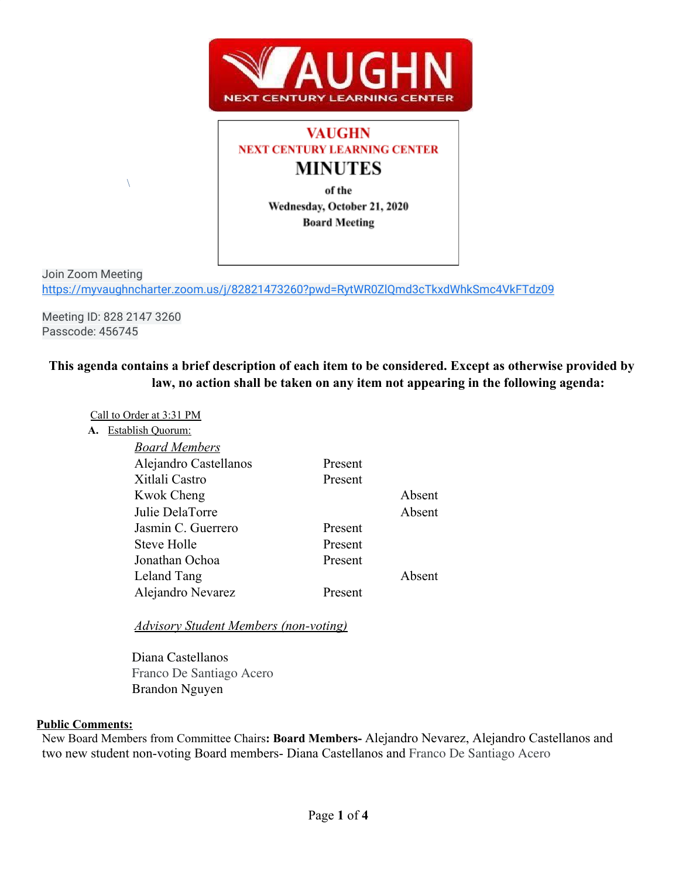VAUGHN NEXT CENTURY LEARNING CENTER

# VAUGHN
## NEXT CENTURY LEARNING CENTER
## MINUTES
of the
**Wednesday, October 21, 2020**
**Board Meeting**

Join Zoom Meeting
https://myvaughncharter.zoom.us/j/82821473260?pwd=RytWR0ZlQmd3cTkxdWhkSmc4VkFTdz09

Meeting ID: 828 2147 3260
Passcode: 456745

**This agenda contains a brief description of each item to be considered. Except as otherwise provided by law, no action shall be taken on any item not appearing in the following agenda:**

Call to Order at 3:31 PM

**A.** Establish Quorum:

| *Board Members* | | |
|---|---|---|
| Alejandro Castellanos | Present | |
| Xitlali Castro | Present | |
| Kwok Cheng | | Absent |
| Julie DelaTorre | | Absent |
| Jasmin C. Guerrero | Present | |
| Steve Holle | Present | |
| Jonathan Ochoa | Present | |
| Leland Tang | | Absent |
| Alejandro Nevarez | Present | |

*Advisory Student Members (non-voting)*

Diana Castellanos
Franco De Santiago Acero
Brandon Nguyen

**Public Comments:**
New Board Members from Committee Chairs**: Board Members-** Alejandro Nevarez, Alejandro Castellanos and two new student non-voting Board members- Diana Castellanos and Franco De Santiago Acero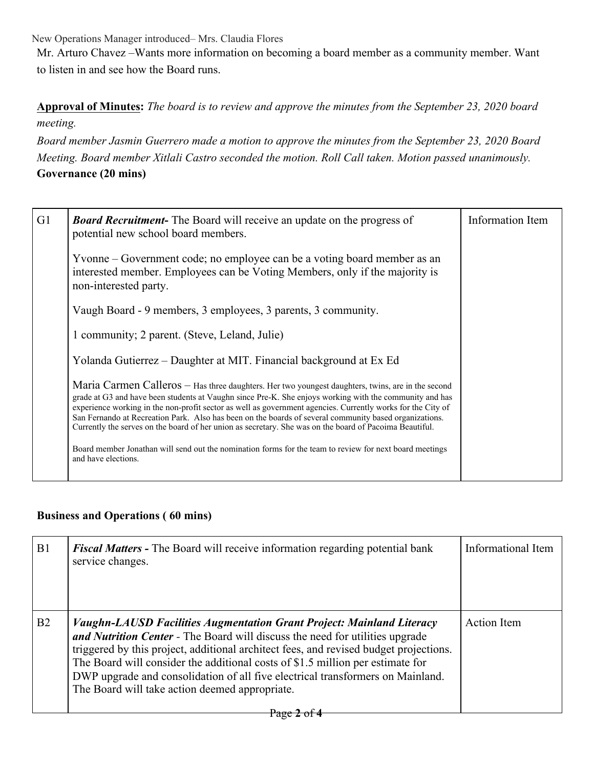New Operations Manager introduced– Mrs. Claudia Flores

Mr. Arturo Chavez –Wants more information on becoming a board member as a community member. Want to listen in and see how the Board runs.

**Approval of Minutes:** *The board is to review and approve the minutes from the September 23, 2020 board meeting.*

*Board member Jasmin Guerrero made a motion to approve the minutes from the September 23, 2020 Board Meeting. Board member Xitlali Castro seconded the motion. Roll Call taken. Motion passed unanimously.*

**Governance (20 mins)**

| | | |
|---|---|---|
| G1 | ***Board Recruitment-*** The Board will receive an update on the progress of potential new school board members.<br><br>Yvonne – Government code; no employee can be a voting board member as an interested member. Employees can be Voting Members, only if the majority is non-interested party.<br><br>Vaugh Board - 9 members, 3 employees, 3 parents, 3 community.<br><br>1 community; 2 parent. (Steve, Leland, Julie)<br><br>Yolanda Gutierrez – Daughter at MIT. Financial background at Ex Ed<br><br>Maria Carmen Calleros – Has three daughters. Her two youngest daughters, twins, are in the second grade at G3 and have been students at Vaughn since Pre-K. She enjoys working with the community and has experience working in the non-profit sector as well as government agencies. Currently works for the City of San Fernando at Recreation Park. Also has been on the boards of several community based organizations. Currently the serves on the board of her union as secretary. She was on the board of Pacoima Beautiful.<br><br>Board member Jonathan will send out the nomination forms for the team to review for next board meetings and have elections. | Information Item |

**Business and Operations ( 60 mins)**

| | | |
|---|---|---|
| B1 | ***Fiscal Matters -*** The Board will receive information regarding potential bank service changes. | Informational Item |
| B2 | ***Vaughn-LAUSD Facilities Augmentation Grant Project: Mainland Literacy and Nutrition Center*** - The Board will discuss the need for utilities upgrade triggered by this project, additional architect fees, and revised budget projections. The Board will consider the additional costs of $1.5 million per estimate for DWP upgrade and consolidation of all five electrical transformers on Mainland. The Board will take action deemed appropriate. | Action Item |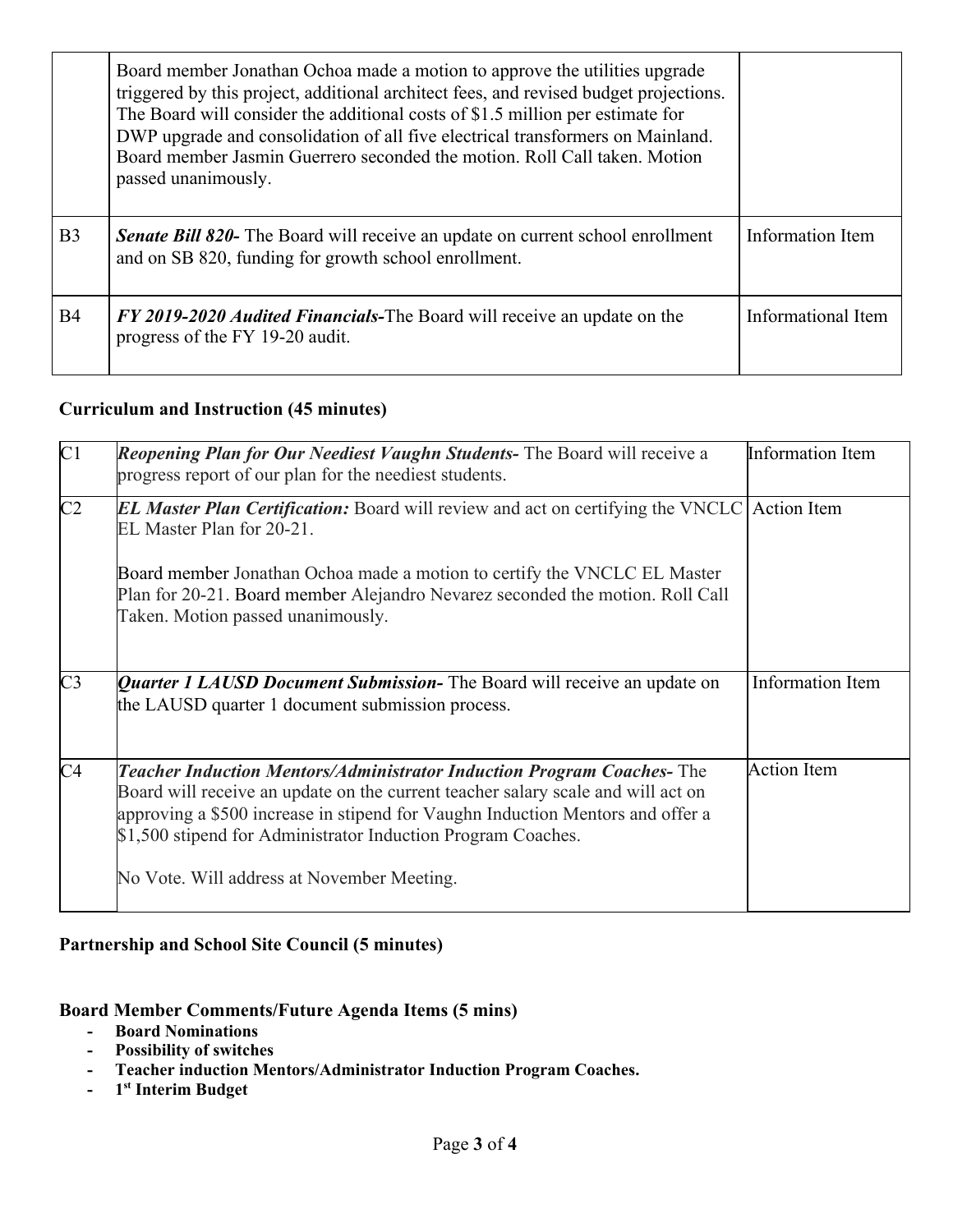| | | |
|---|---|---|
| | Board member Jonathan Ochoa made a motion to approve the utilities upgrade triggered by this project, additional architect fees, and revised budget projections. The Board will consider the additional costs of $1.5 million per estimate for DWP upgrade and consolidation of all five electrical transformers on Mainland. Board member Jasmin Guerrero seconded the motion. Roll Call taken. Motion passed unanimously. | |
| B3 | ***Senate Bill 820-*** The Board will receive an update on current school enrollment and on SB 820, funding for growth school enrollment. | Information Item |
| B4 | ***FY 2019-2020 Audited Financials-***The Board will receive an update on the progress of the FY 19-20 audit. | Informational Item |

**Curriculum and Instruction (45 minutes)**

| | | |
|---|---|---|
| C1 | ***Reopening Plan for Our Neediest Vaughn Students-*** The Board will receive a progress report of our plan for the neediest students. | Information Item |
| C2 | ***EL Master Plan Certification:*** Board will review and act on certifying the VNCLC EL Master Plan for 20-21.<br><br>Board member Jonathan Ochoa made a motion to certify the VNCLC EL Master Plan for 20-21. Board member Alejandro Nevarez seconded the motion. Roll Call Taken. Motion passed unanimously. | Action Item |
| C3 | ***Quarter 1 LAUSD Document Submission-*** The Board will receive an update on the LAUSD quarter 1 document submission process. | Information Item |
| C4 | ***Teacher Induction Mentors/Administrator Induction Program Coaches-*** The Board will receive an update on the current teacher salary scale and will act on approving a $500 increase in stipend for Vaughn Induction Mentors and offer a $1,500 stipend for Administrator Induction Program Coaches.<br><br>No Vote. Will address at November Meeting. | Action Item |

**Partnership and School Site Council (5 minutes)**

**Board Member Comments/Future Agenda Items (5 mins)**

- **Board Nominations**
- **Possibility of switches**
- **Teacher induction Mentors/Administrator Induction Program Coaches.**
- **1st Interim Budget**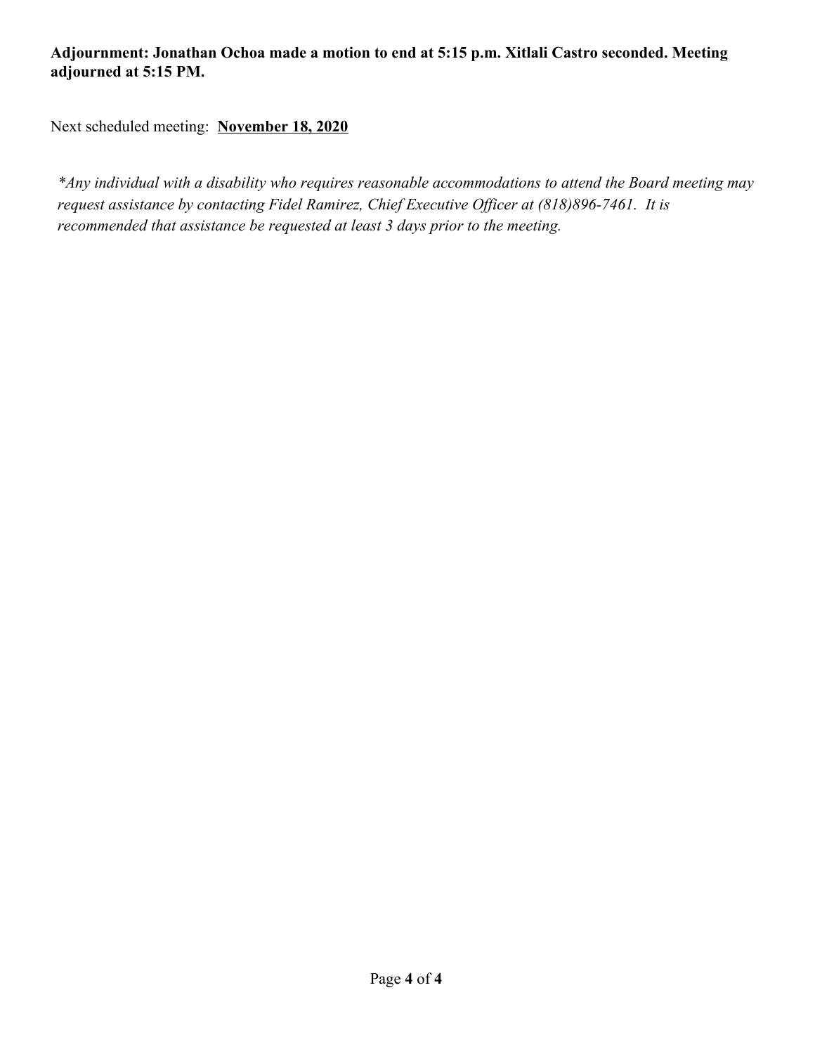**Adjournment: Jonathan Ochoa made a motion to end at 5:15 p.m. Xitlali Castro seconded. Meeting adjourned at 5:15 PM.**

Next scheduled meeting: **November 18, 2020**

*\*Any individual with a disability who requires reasonable accommodations to attend the Board meeting may request assistance by contacting Fidel Ramirez, Chief Executive Officer at (818)896-7461. It is recommended that assistance be requested at least 3 days prior to the meeting.*